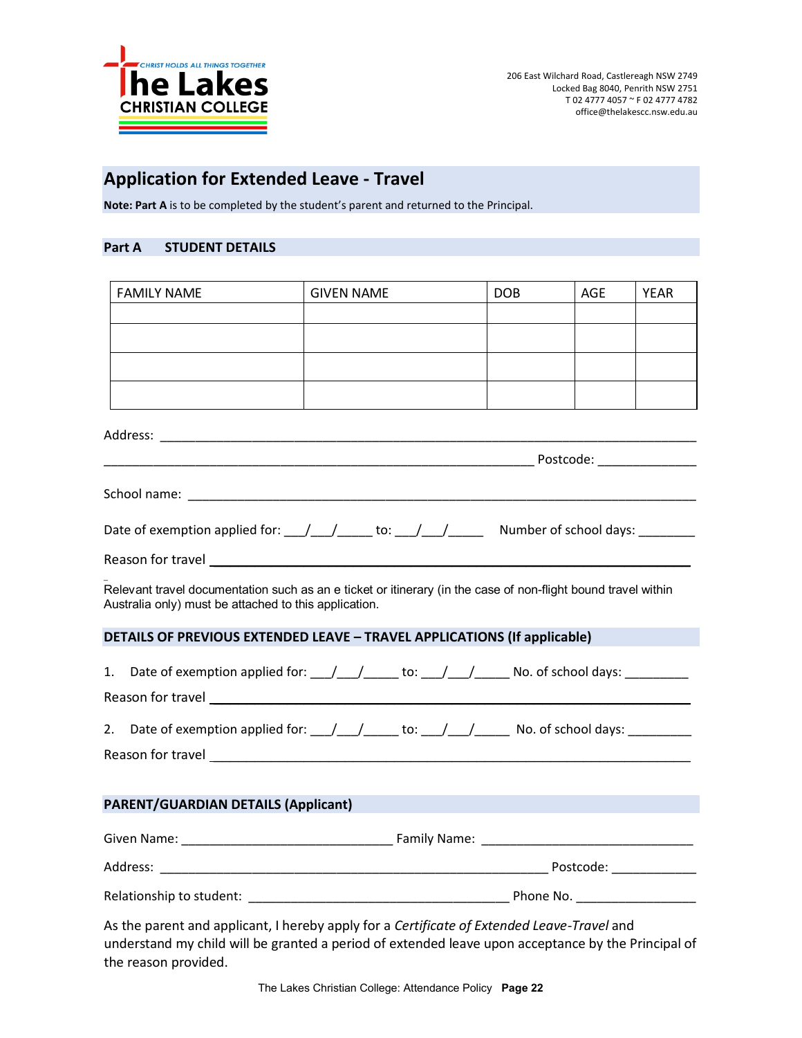CHRIST HOLDS ALL THINGS TOGETHER

The Lakes CHRISTIAN COLLEGE

206 East Wilchard Road, Castlereagh NSW 2749
Locked Bag 8040, Penrith NSW 2751
T 02 4777 4057 ~ F 02 4777 4782
office@thelakescc.nsw.edu.au

# Application for Extended Leave - Travel

**Note: Part A** is to be completed by the student's parent and returned to the Principal.

## Part A STUDENT DETAILS

| FAMILY NAME | GIVEN NAME | DOB | AGE | YEAR |
|---|---|---|---|---|
| | | | | |
| | | | | |
| | | | | |
| | | | | |

Address: ___________________________________________________________________________

_____________________________________________________________ Postcode: ______________

School name: ________________________________________________________________________

Date of exemption applied for: ___/___/_____ to: ___/___/_____ Number of school days: ________

Reason for travel ____________________________________________________________________

Relevant travel documentation such as an e ticket or itinerary (in the case of non-flight bound travel within Australia only) must be attached to this application.

## DETAILS OF PREVIOUS EXTENDED LEAVE – TRAVEL APPLICATIONS (If applicable)

1. Date of exemption applied for: ___/___/_____ to: ___/___/_____ No. of school days: _________

Reason for travel ____________________________________________________________________

2. Date of exemption applied for: ___/___/_____ to: ___/___/_____ No. of school days: _________

Reason for travel ____________________________________________________________________

## PARENT/GUARDIAN DETAILS (Applicant)

Given Name: ______________________________ Family Name: ______________________________

Address: _______________________________________________________ Postcode: ____________

Relationship to student: _____________________________________ Phone No. _________________

As the parent and applicant, I hereby apply for a *Certificate of Extended Leave-Travel* and understand my child will be granted a period of extended leave upon acceptance by the Principal of the reason provided.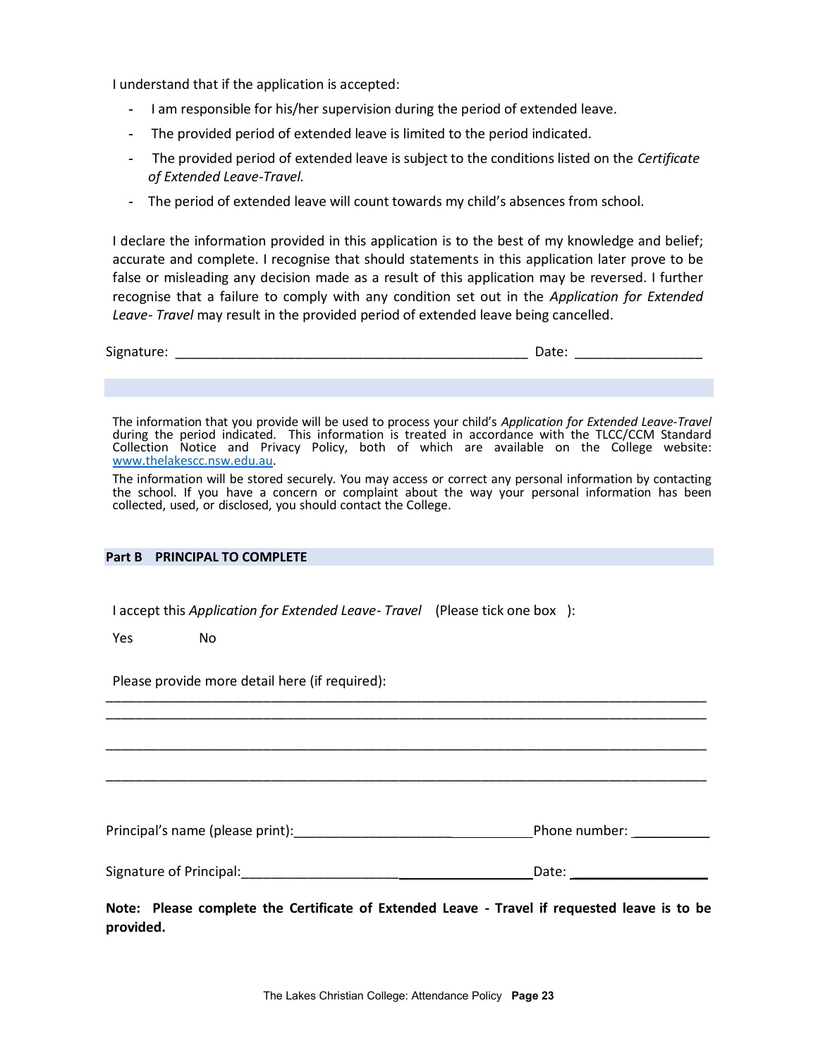I understand that if the application is accepted:

- I am responsible for his/her supervision during the period of extended leave.
- The provided period of extended leave is limited to the period indicated.
- The provided period of extended leave is subject to the conditions listed on the *Certificate of Extended Leave-Travel.*
- The period of extended leave will count towards my child's absences from school.

I declare the information provided in this application is to the best of my knowledge and belief; accurate and complete. I recognise that should statements in this application later prove to be false or misleading any decision made as a result of this application may be reversed. I further recognise that a failure to comply with any condition set out in the *Application for Extended Leave- Travel* may result in the provided period of extended leave being cancelled.

Signature: _______________________________________________ Date: ________________

The information that you provide will be used to process your child's *Application for Extended Leave-Travel* during the period indicated. This information is treated in accordance with the TLCC/CCM Standard Collection Notice and Privacy Policy, both of which are available on the College website: www.thelakescc.nsw.edu.au.

The information will be stored securely. You may access or correct any personal information by contacting the school. If you have a concern or complaint about the way your personal information has been collected, used, or disclosed, you should contact the College.

## Part B PRINCIPAL TO COMPLETE

I accept this *Application for Extended Leave- Travel* (Please tick one box ):

Yes No

Please provide more detail here (if required):

_________________________________________________________________________________

_________________________________________________________________________________

_________________________________________________________________________________

_________________________________________________________________________________

Principal's name (please print):________________________________ Phone number: __________

Signature of Principal:________________________________________ Date: __________________

**Note: Please complete the Certificate of Extended Leave - Travel if requested leave is to be provided.**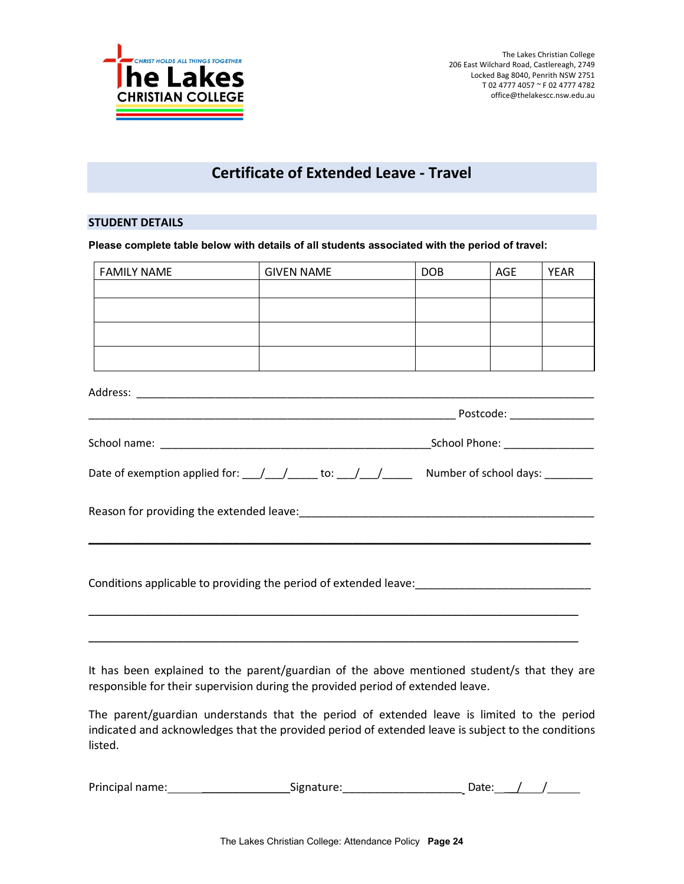CHRIST HOLDS ALL THINGS TOGETHER
The Lakes
CHRISTIAN COLLEGE

The Lakes Christian College
206 East Wilchard Road, Castlereagh, 2749
Locked Bag 8040, Penrith NSW 2751
T 02 4777 4057 ~ F 02 4777 4782
office@thelakescc.nsw.edu.au

# Certificate of Extended Leave - Travel

## STUDENT DETAILS

**Please complete table below with details of all students associated with the period of travel:**

| FAMILY NAME | GIVEN NAME | DOB | AGE | YEAR |
|---|---|---|---|---|
| | | | | |
| | | | | |
| | | | | |
| | | | | |

Address: ______________________________________________________________________________

_______________________________________________________________ Postcode: ______________

School name: ______________________________________________ School Phone: _______________

Date of exemption applied for: ___/___/_____ to: ___/___/_____ Number of school days: ________

Reason for providing the extended leave: _________________________________________________

_____________________________________________________________________________________

Conditions applicable to providing the period of extended leave: ____________________________

_____________________________________________________________________________________

_____________________________________________________________________________________

It has been explained to the parent/guardian of the above mentioned student/s that they are responsible for their supervision during the provided period of extended leave.

The parent/guardian understands that the period of extended leave is limited to the period indicated and acknowledges that the provided period of extended leave is subject to the conditions listed.

Principal name: ____________________ Signature: ____________________ Date: ___/___/_____